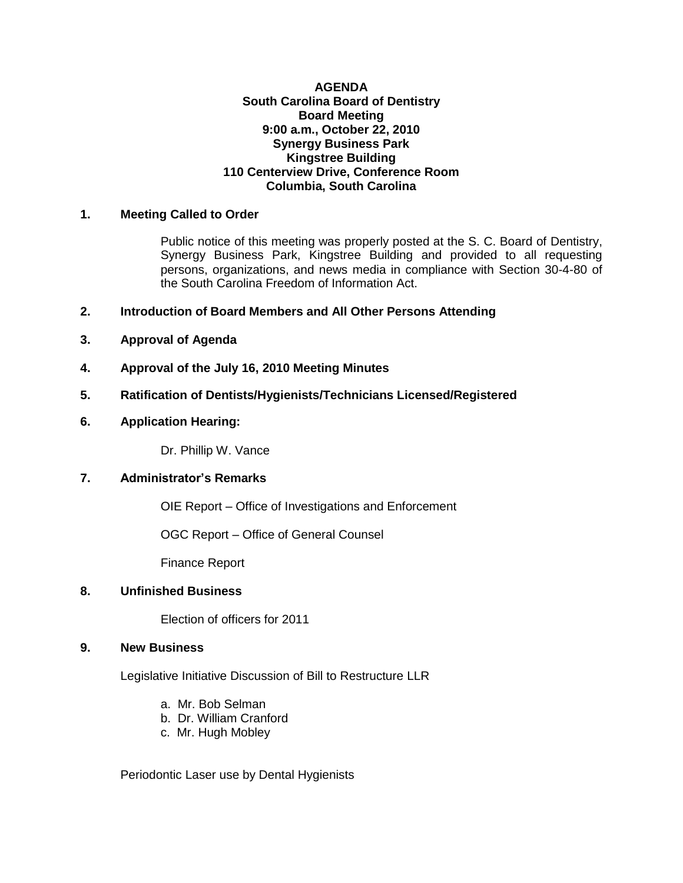**AGENDA**
**South Carolina Board of Dentistry**
**Board Meeting**
**9:00 a.m., October 22, 2010**
**Synergy Business Park**
**Kingstree Building**
**110 Centerview Drive, Conference Room**
**Columbia, South Carolina**

**1. Meeting Called to Order**

Public notice of this meeting was properly posted at the S. C. Board of Dentistry, Synergy Business Park, Kingstree Building and provided to all requesting persons, organizations, and news media in compliance with Section 30-4-80 of the South Carolina Freedom of Information Act.

**2. Introduction of Board Members and All Other Persons Attending**

**3. Approval of Agenda**

**4. Approval of the July 16, 2010 Meeting Minutes**

**5. Ratification of Dentists/Hygienists/Technicians Licensed/Registered**

**6. Application Hearing:**

Dr. Phillip W. Vance

**7. Administrator's Remarks**

OIE Report – Office of Investigations and Enforcement

OGC Report – Office of General Counsel

Finance Report

**8. Unfinished Business**

Election of officers for 2011

**9. New Business**

Legislative Initiative Discussion of Bill to Restructure LLR

a. Mr. Bob Selman
b. Dr. William Cranford
c. Mr. Hugh Mobley

Periodontic Laser use by Dental Hygienists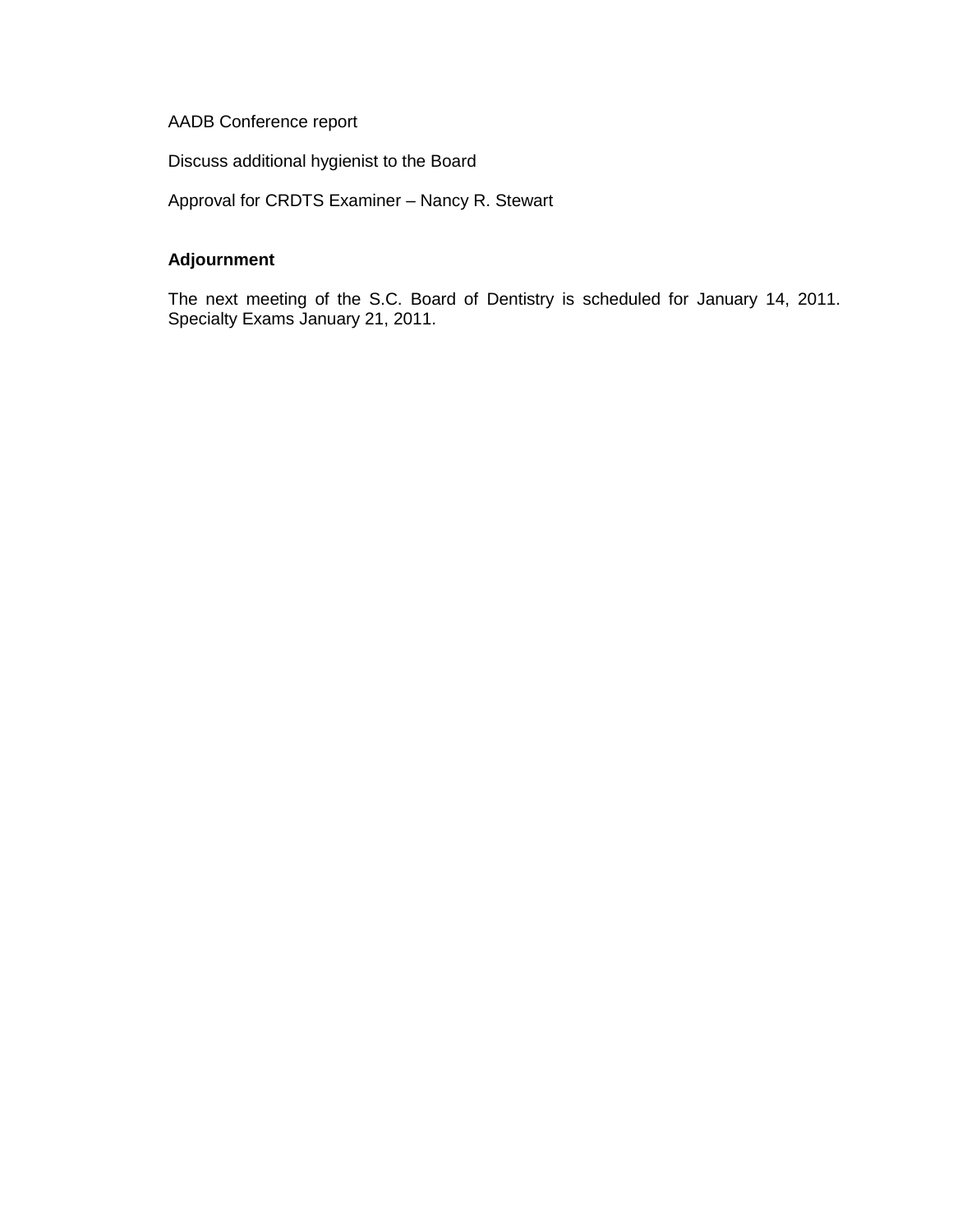AADB Conference report

Discuss additional hygienist to the Board

Approval for CRDTS Examiner – Nancy R. Stewart

**Adjournment**

The next meeting of the S.C. Board of Dentistry is scheduled for January 14, 2011. Specialty Exams January 21, 2011.